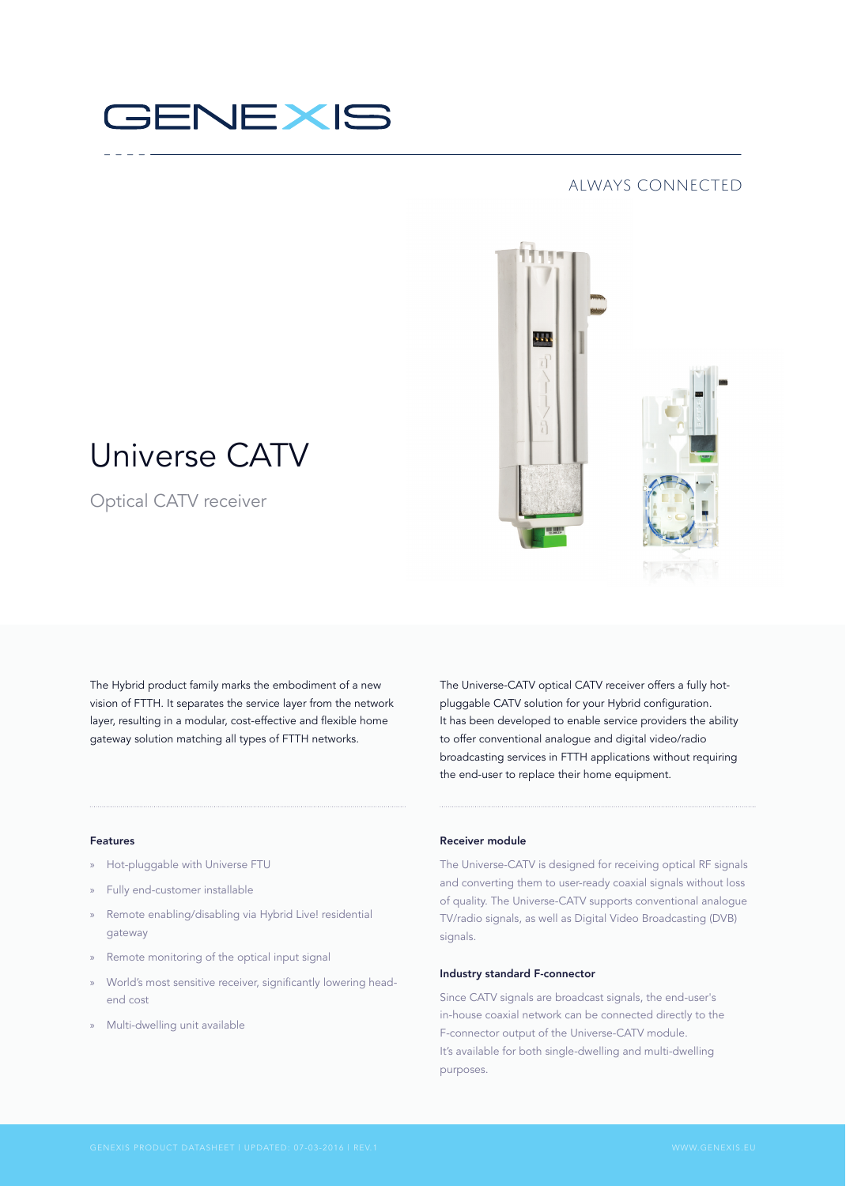GENEXIS

ALWAYS CONNECTED

# Universe CATV

## Optical CATV receiver

The Hybrid product family marks the embodiment of a new vision of FTTH. It separates the service layer from the network layer, resulting in a modular, cost-effective and flexible home gateway solution matching all types of FTTH networks.

The Universe-CATV optical CATV receiver offers a fully hot-pluggable CATV solution for your Hybrid configuration. It has been developed to enable service providers the ability to offer conventional analogue and digital video/radio broadcasting services in FTTH applications without requiring the end-user to replace their home equipment.

### Features

- Hot-pluggable with Universe FTU
- Fully end-customer installable
- Remote enabling/disabling via Hybrid Live! residential gateway
- Remote monitoring of the optical input signal
- World's most sensitive receiver, significantly lowering head-end cost
- Multi-dwelling unit available

### Receiver module

The Universe-CATV is designed for receiving optical RF signals and converting them to user-ready coaxial signals without loss of quality. The Universe-CATV supports conventional analogue TV/radio signals, as well as Digital Video Broadcasting (DVB) signals.

### Industry standard F-connector

Since CATV signals are broadcast signals, the end-user's in-house coaxial network can be connected directly to the F-connector output of the Universe-CATV module. It's available for both single-dwelling and multi-dwelling purposes.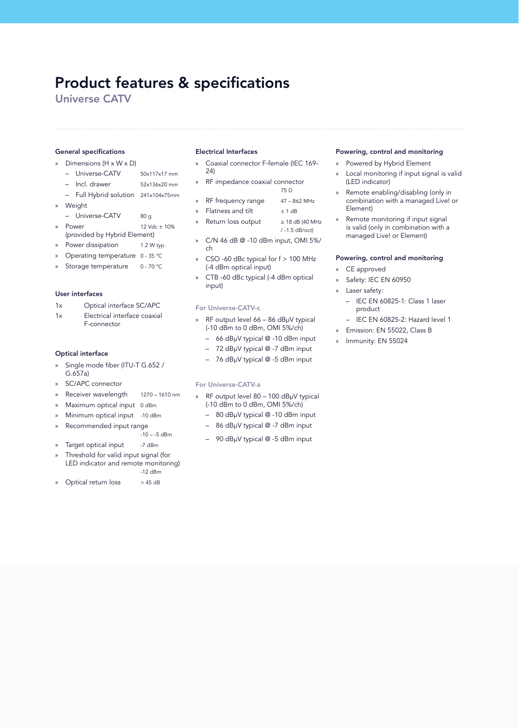# Product features & specifications

## Universe CATV

### General specifications

- Dimensions (H x W x D)
  - Universe-CATV 50x117x17 mm
  - Incl. drawer 52x136x20 mm
  - Full Hybrid solution 241x104x75mm
- Weight
  - Universe-CATV 80 g
- Power 12 Vdc ± 10% (provided by Hybrid Element)
- Power dissipation 1.2 W typ.
- Operating temperature 0 - 35 °C
- Storage temperature 0 - 70 °C

### User interfaces

1x Optical interface SC/APC
1x Electrical interface coaxial F-connector

### Optical interface

- Single mode fiber (ITU-T G.652 / G.657a)
- SC/APC connector
- Receiver wavelength 1270 – 1610 nm
- Maximum optical input 0 dBm
- Minimum optical input -10 dBm
- Recommended input range -10 – -5 dBm
- Target optical input -7 dBm
- Threshold for valid input signal (for LED indicator and remote monitoring) -12 dBm
- Optical return loss > 45 dB

### Electrical Interfaces

- Coaxial connector F-female (IEC 169-24)
- RF impedance coaxial connector 75 Ω
- RF frequency range 47 – 862 MHz
- Flatness and tilt ± 1 dB
- Return loss output ≥ 18 dB (40 MHz / -1.5 dB/oct)
- C/N 46 dB @ -10 dBm input, OMI 5%/ch
- CSO -60 dBc typical for f > 100 MHz (-4 dBm optical input)
- CTB -60 dBc typical (-4 dBm optical input)

#### For Universe-CATV-c

- RF output level 66 – 86 dBµV typical (-10 dBm to 0 dBm, OMI 5%/ch)
  - 66 dBµV typical @ -10 dBm input
  - 72 dBµV typical @ -7 dBm input
  - 76 dBµV typical @ -5 dBm input

#### For Universe-CATV-a

- RF output level 80 – 100 dBµV typical (-10 dBm to 0 dBm, OMI 5%/ch)
  - 80 dBµV typical @ -10 dBm input
  - 86 dBµV typical @ -7 dBm input
  - 90 dBµV typical @ -5 dBm input

### Powering, control and monitoring

- Powered by Hybrid Element
- Local monitoring if input signal is valid (LED indicator)
- Remote enabling/disabling (only in combination with a managed Live! or Element)
- Remote monitoring if input signal is valid (only in combination with a managed Live! or Element)

### Powering, control and monitoring

- CE approved
- Safety: IEC EN 60950
- Laser safety:
  - IEC EN 60825-1: Class 1 laser product
  - IEC EN 60825-2: Hazard level 1
- Emission: EN 55022, Class B
- Immunity: EN 55024